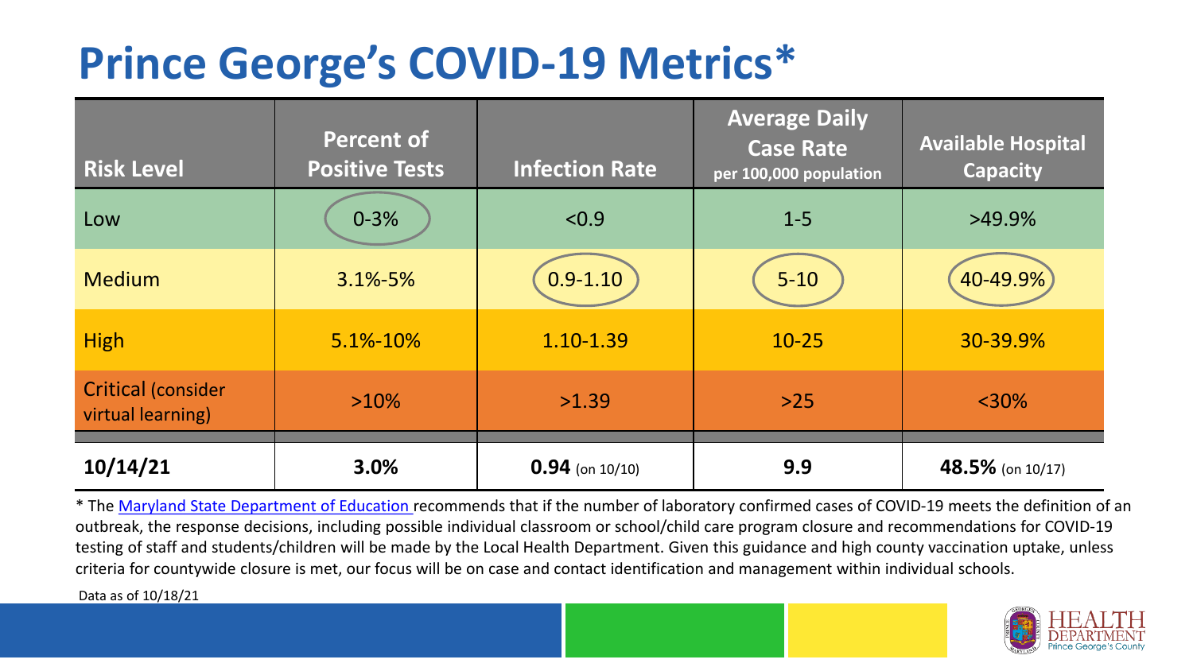# Prince George's COVID-19 Metrics*

| Risk Level | Percent of Positive Tests | Infection Rate | Average Daily Case Rate per 100,000 population | Available Hospital Capacity |
|---|---|---|---|---|
| Low | 0-3% | <0.9 | 1-5 | >49.9% |
| Medium | 3.1%-5% | 0.9-1.10 | 5-10 | 40-49.9% |
| High | 5.1%-10% | 1.10-1.39 | 10-25 | 30-39.9% |
| Critical (consider virtual learning) | >10% | >1.39 | >25 | <30% |
| **10/14/21** | **3.0%** | **0.94** (on 10/10) | **9.9** | **48.5%** (on 10/17) |

* The Maryland State Department of Education recommends that if the number of laboratory confirmed cases of COVID-19 meets the definition of an outbreak, the response decisions, including possible individual classroom or school/child care program closure and recommendations for COVID-19 testing of staff and students/children will be made by the Local Health Department. Given this guidance and high county vaccination uptake, unless criteria for countywide closure is met, our focus will be on case and contact identification and management within individual schools.

Data as of 10/18/21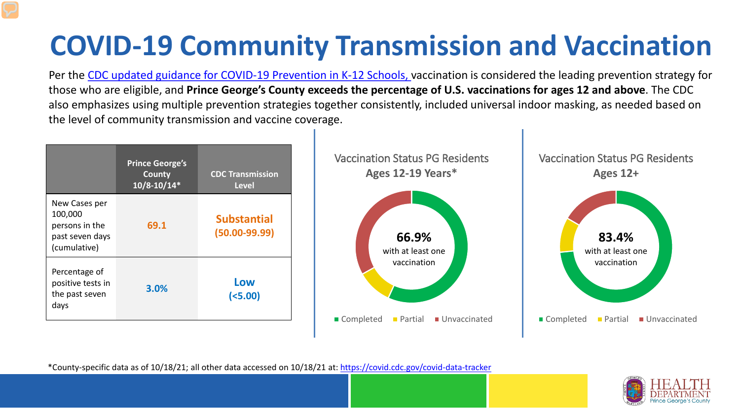# COVID-19 Community Transmission and Vaccination

Per the CDC updated guidance for COVID-19 Prevention in K-12 Schools, vaccination is considered the leading prevention strategy for those who are eligible, and **Prince George's County exceeds the percentage of U.S. vaccinations for ages 12 and above**. The CDC also emphasizes using multiple prevention strategies together consistently, included universal indoor masking, as needed based on the level of community transmission and vaccine coverage.

| | Prince George's County 10/8-10/14* | CDC Transmission Level |
|---|---|---|
| New Cases per 100,000 persons in the past seven days (cumulative) | 69.1 | Substantial (50.00-99.99) |
| Percentage of positive tests in the past seven days | 3.0% | Low (<5.00) |

Vaccination Status PG Residents
**Ages 12-19 Years***

**66.9%** with at least one vaccination

Completed · Partial · Unvaccinated

Vaccination Status PG Residents
**Ages 12+**

**83.4%** with at least one vaccination

Completed · Partial · Unvaccinated

*County-specific data as of 10/18/21; all other data accessed on 10/18/21 at: https://covid.cdc.gov/covid-data-tracker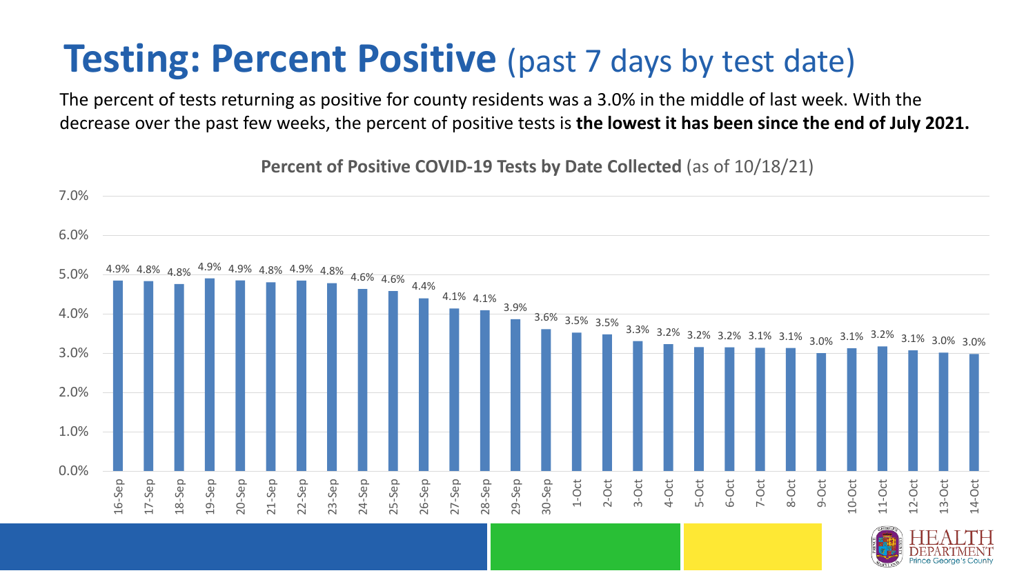# **Testing: Percent Positive** (past 7 days by test date)

The percent of tests returning as positive for county residents was a 3.0% in the middle of last week. With the decrease over the past few weeks, the percent of positive tests is **the lowest it has been since the end of July 2021.**

**Percent of Positive COVID-19 Tests by Date Collected** (as of 10/18/21)

| Date | Percent Positive |
|---|---|
| 16-Sep | 4.9% |
| 17-Sep | 4.8% |
| 18-Sep | 4.8% |
| 19-Sep | 4.9% |
| 20-Sep | 4.9% |
| 21-Sep | 4.8% |
| 22-Sep | 4.9% |
| 23-Sep | 4.8% |
| 24-Sep | 4.6% |
| 25-Sep | 4.6% |
| 26-Sep | 4.4% |
| 27-Sep | 4.1% |
| 28-Sep | 4.1% |
| 29-Sep | 3.9% |
| 30-Sep | 3.6% |
| 1-Oct | 3.5% |
| 2-Oct | 3.5% |
| 3-Oct | 3.3% |
| 4-Oct | 3.2% |
| 5-Oct | 3.2% |
| 6-Oct | 3.2% |
| 7-Oct | 3.1% |
| 8-Oct | 3.1% |
| 9-Oct | 3.0% |
| 10-Oct | 3.1% |
| 11-Oct | 3.2% |
| 12-Oct | 3.1% |
| 13-Oct | 3.0% |
| 14-Oct | 3.0% |

HEALTH DEPARTMENT Prince George's County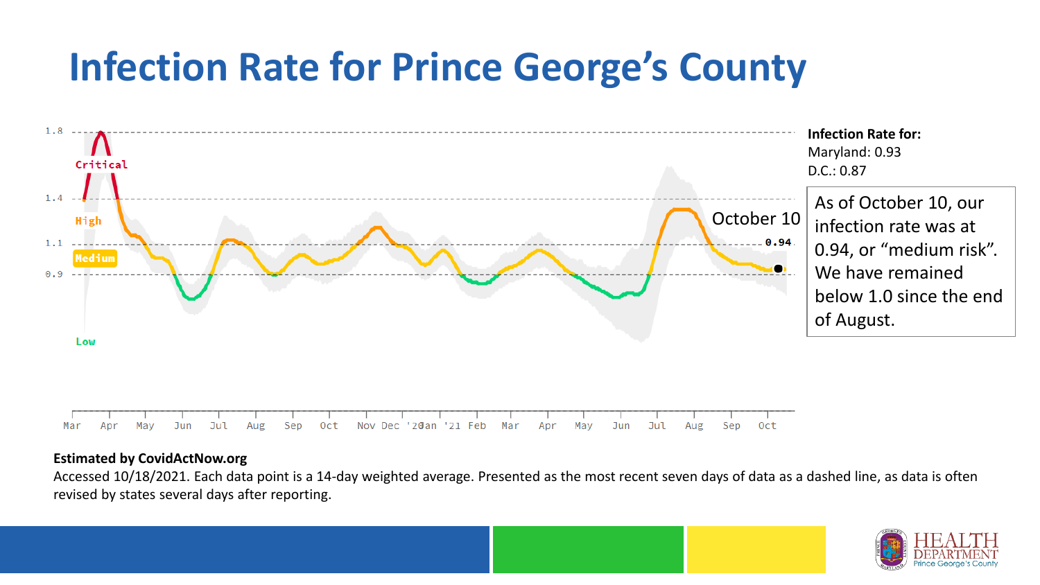# Infection Rate for Prince George's County

1.8

Critical

1.4

High

1.1

Medium

0.9

Low

October 10

0.94

Mar Apr May Jun Jul Aug Sep Oct Nov Dec '20 Jan '21 Feb Mar Apr May Jun Jul Aug Sep Oct

**Infection Rate for:**
Maryland: 0.93
D.C.: 0.87

As of October 10, our infection rate was at 0.94, or "medium risk". We have remained below 1.0 since the end of August.

**Estimated by CovidActNow.org**

Accessed 10/18/2021. Each data point is a 14-day weighted average. Presented as the most recent seven days of data as a dashed line, as data is often revised by states several days after reporting.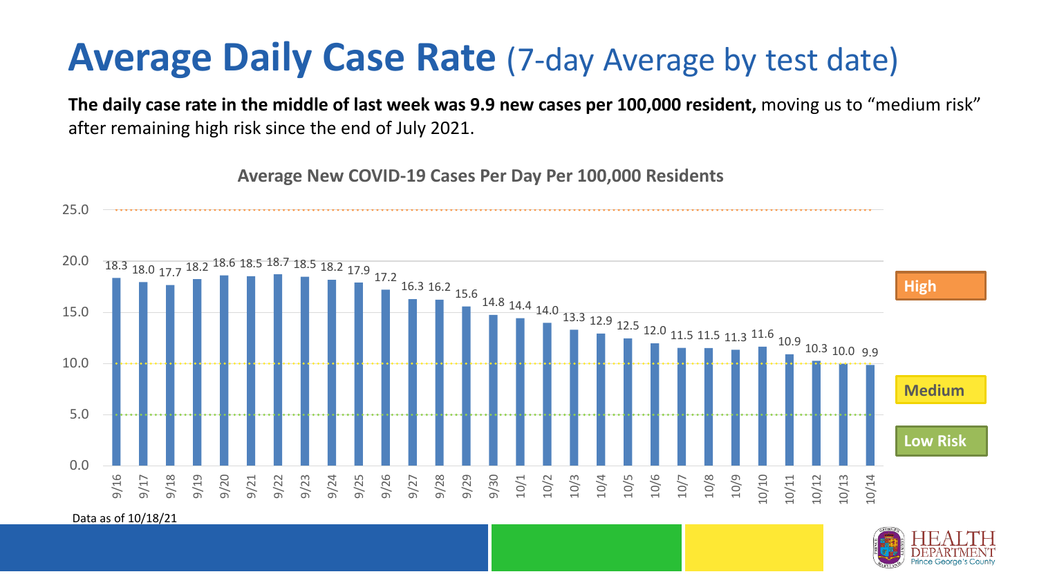# Average Daily Case Rate (7-day Average by test date)

**The daily case rate in the middle of last week was 9.9 new cases per 100,000 resident,** moving us to "medium risk" after remaining high risk since the end of July 2021.

**Average New COVID-19 Cases Per Day Per 100,000 Residents**

| Date | Cases per 100,000 |
|---|---|
| 9/16 | 18.3 |
| 9/17 | 18.0 |
| 9/18 | 17.7 |
| 9/19 | 18.2 |
| 9/20 | 18.6 |
| 9/21 | 18.5 |
| 9/22 | 18.7 |
| 9/23 | 18.5 |
| 9/24 | 18.2 |
| 9/25 | 17.9 |
| 9/26 | 17.2 |
| 9/27 | 16.3 |
| 9/28 | 16.2 |
| 9/29 | 15.6 |
| 9/30 | 14.8 |
| 10/1 | 14.4 |
| 10/2 | 14.0 |
| 10/3 | 13.3 |
| 10/4 | 12.9 |
| 10/5 | 12.5 |
| 10/6 | 12.0 |
| 10/7 | 11.5 |
| 10/8 | 11.5 |
| 10/9 | 11.3 |
| 10/10 | 11.6 |
| 10/11 | 10.9 |
| 10/12 | 10.3 |
| 10/13 | 10.0 |
| 10/14 | 9.9 |

High

Medium

Low Risk

Data as of 10/18/21

HEALTH DEPARTMENT Prince George's County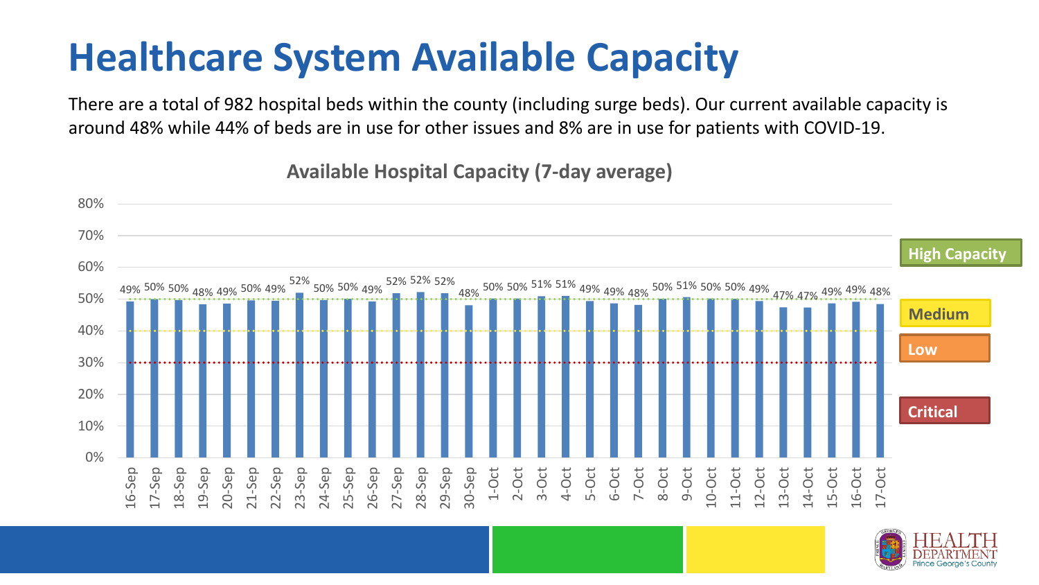# Healthcare System Available Capacity

There are a total of 982 hospital beds within the county (including surge beds). Our current available capacity is around 48% while 44% of beds are in use for other issues and 8% are in use for patients with COVID-19.

Available Hospital Capacity (7-day average)

80%
70%
60%
50%
40%
30%
20%
10%
0%

49% 50% 50% 48% 49% 50% 49% 52% 50% 50% 49% 52% 52% 52% 48% 50% 50% 51% 51% 49% 49% 48% 50% 51% 50% 50% 49% 47% 47% 49% 49% 48%

16-Sep 17-Sep 18-Sep 19-Sep 20-Sep 21-Sep 22-Sep 23-Sep 24-Sep 25-Sep 26-Sep 27-Sep 28-Sep 29-Sep 30-Sep 1-Oct 2-Oct 3-Oct 4-Oct 5-Oct 6-Oct 7-Oct 8-Oct 9-Oct 10-Oct 11-Oct 12-Oct 13-Oct 14-Oct 15-Oct 16-Oct 17-Oct

High Capacity

Medium

Low

Critical